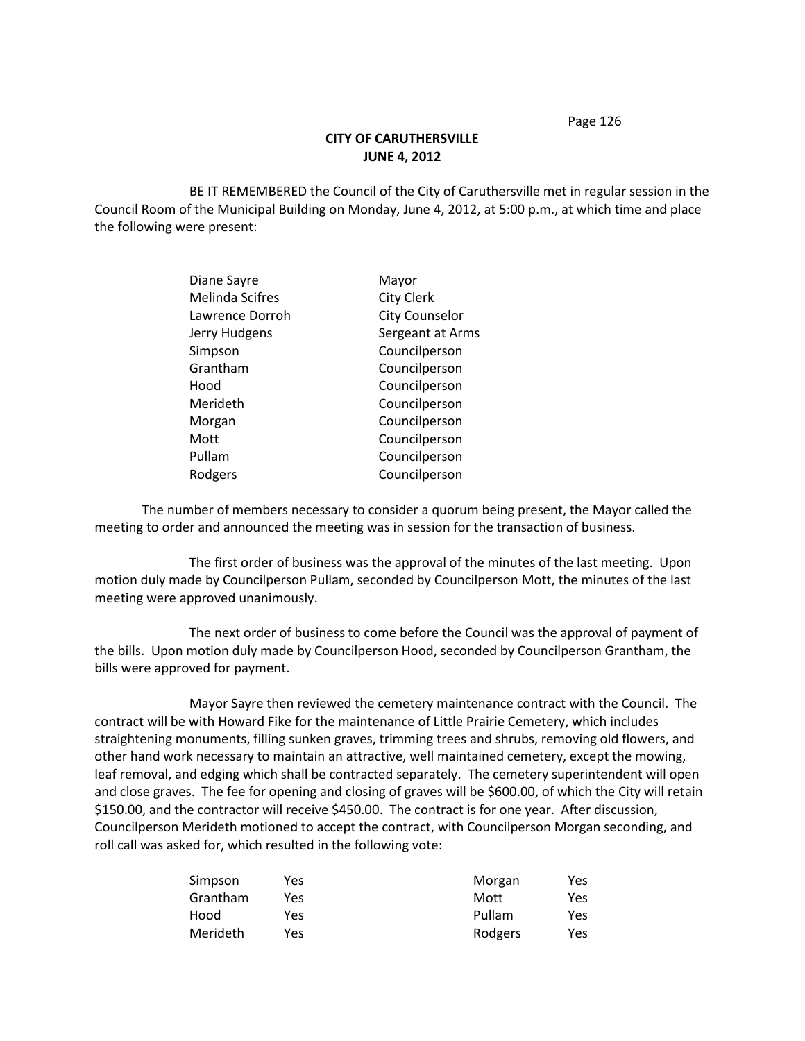**CITY OF CARUTHERSVILLE**
**JUNE 4, 2012**

BE IT REMEMBERED the Council of the City of Caruthersville met in regular session in the Council Room of the Municipal Building on Monday, June 4, 2012, at 5:00 p.m., at which time and place the following were present:

| | |
|---|---|
| Diane Sayre | Mayor |
| Melinda Scifres | City Clerk |
| Lawrence Dorroh | City Counselor |
| Jerry Hudgens | Sergeant at Arms |
| Simpson | Councilperson |
| Grantham | Councilperson |
| Hood | Councilperson |
| Merideth | Councilperson |
| Morgan | Councilperson |
| Mott | Councilperson |
| Pullam | Councilperson |
| Rodgers | Councilperson |

The number of members necessary to consider a quorum being present, the Mayor called the meeting to order and announced the meeting was in session for the transaction of business.

The first order of business was the approval of the minutes of the last meeting. Upon motion duly made by Councilperson Pullam, seconded by Councilperson Mott, the minutes of the last meeting were approved unanimously.

The next order of business to come before the Council was the approval of payment of the bills. Upon motion duly made by Councilperson Hood, seconded by Councilperson Grantham, the bills were approved for payment.

Mayor Sayre then reviewed the cemetery maintenance contract with the Council. The contract will be with Howard Fike for the maintenance of Little Prairie Cemetery, which includes straightening monuments, filling sunken graves, trimming trees and shrubs, removing old flowers, and other hand work necessary to maintain an attractive, well maintained cemetery, except the mowing, leaf removal, and edging which shall be contracted separately. The cemetery superintendent will open and close graves. The fee for opening and closing of graves will be $600.00, of which the City will retain $150.00, and the contractor will receive $450.00. The contract is for one year. After discussion, Councilperson Merideth motioned to accept the contract, with Councilperson Morgan seconding, and roll call was asked for, which resulted in the following vote:

| | | | |
|---|---|---|---|
| Simpson | Yes | Morgan | Yes |
| Grantham | Yes | Mott | Yes |
| Hood | Yes | Pullam | Yes |
| Merideth | Yes | Rodgers | Yes |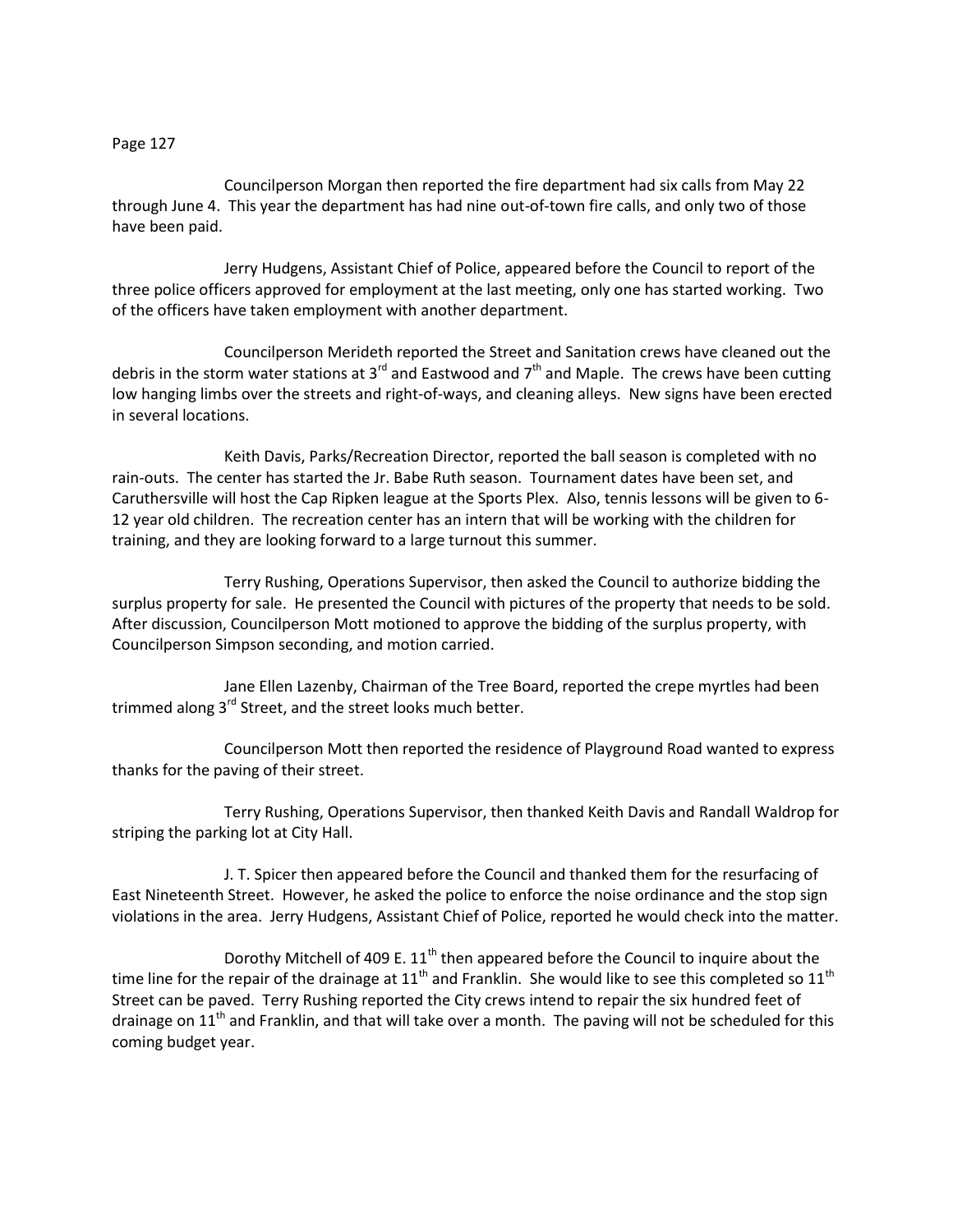Councilperson Morgan then reported the fire department had six calls from May 22 through June 4. This year the department has had nine out-of-town fire calls, and only two of those have been paid.

Jerry Hudgens, Assistant Chief of Police, appeared before the Council to report of the three police officers approved for employment at the last meeting, only one has started working. Two of the officers have taken employment with another department.

Councilperson Merideth reported the Street and Sanitation crews have cleaned out the debris in the storm water stations at 3rd and Eastwood and 7th and Maple. The crews have been cutting low hanging limbs over the streets and right-of-ways, and cleaning alleys. New signs have been erected in several locations.

Keith Davis, Parks/Recreation Director, reported the ball season is completed with no rain-outs. The center has started the Jr. Babe Ruth season. Tournament dates have been set, and Caruthersville will host the Cap Ripken league at the Sports Plex. Also, tennis lessons will be given to 6-12 year old children. The recreation center has an intern that will be working with the children for training, and they are looking forward to a large turnout this summer.

Terry Rushing, Operations Supervisor, then asked the Council to authorize bidding the surplus property for sale. He presented the Council with pictures of the property that needs to be sold. After discussion, Councilperson Mott motioned to approve the bidding of the surplus property, with Councilperson Simpson seconding, and motion carried.

Jane Ellen Lazenby, Chairman of the Tree Board, reported the crepe myrtles had been trimmed along 3rd Street, and the street looks much better.

Councilperson Mott then reported the residence of Playground Road wanted to express thanks for the paving of their street.

Terry Rushing, Operations Supervisor, then thanked Keith Davis and Randall Waldrop for striping the parking lot at City Hall.

J. T. Spicer then appeared before the Council and thanked them for the resurfacing of East Nineteenth Street. However, he asked the police to enforce the noise ordinance and the stop sign violations in the area. Jerry Hudgens, Assistant Chief of Police, reported he would check into the matter.

Dorothy Mitchell of 409 E. 11th then appeared before the Council to inquire about the time line for the repair of the drainage at 11th and Franklin. She would like to see this completed so 11th Street can be paved. Terry Rushing reported the City crews intend to repair the six hundred feet of drainage on 11th and Franklin, and that will take over a month. The paving will not be scheduled for this coming budget year.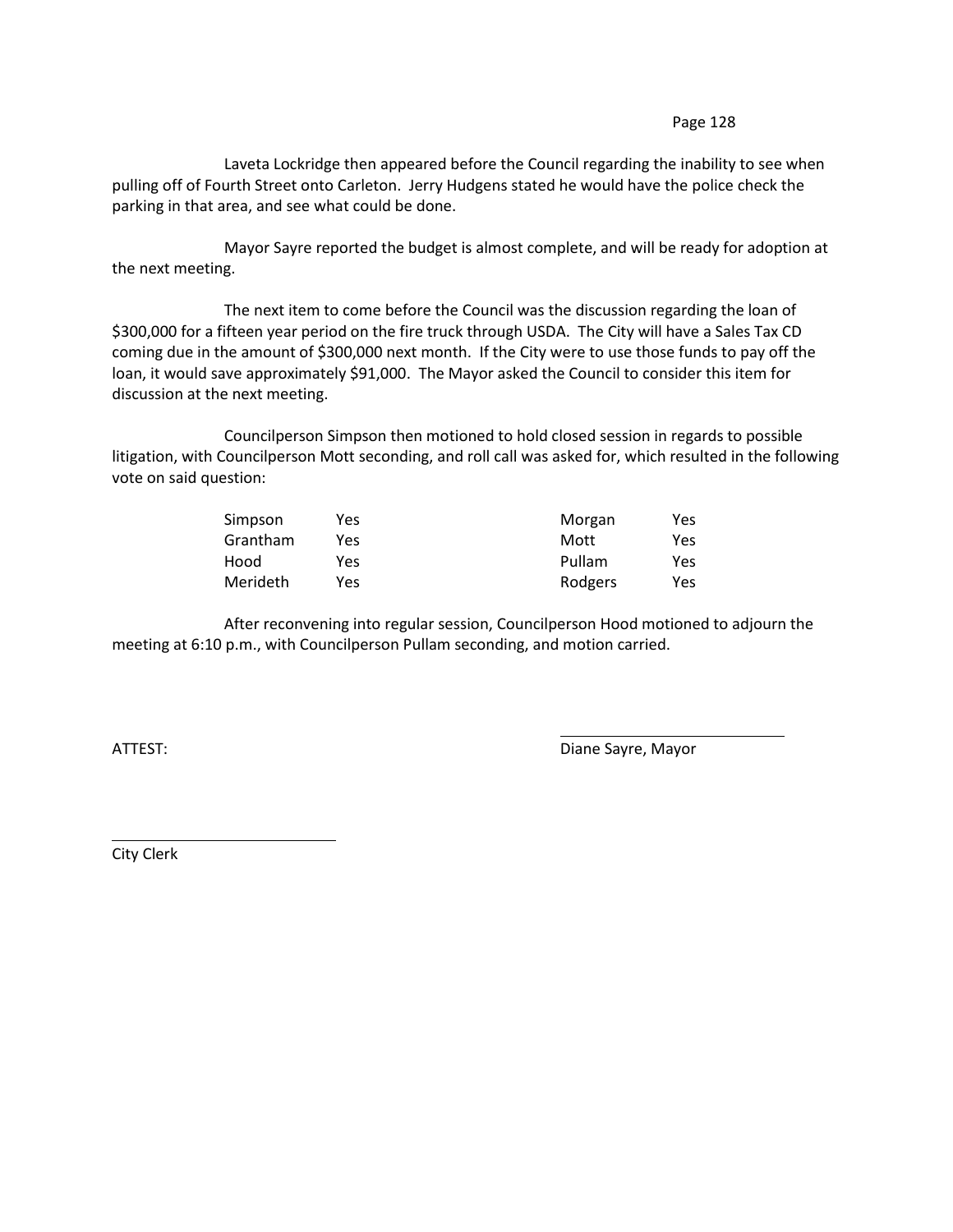Laveta Lockridge then appeared before the Council regarding the inability to see when pulling off of Fourth Street onto Carleton. Jerry Hudgens stated he would have the police check the parking in that area, and see what could be done.

Mayor Sayre reported the budget is almost complete, and will be ready for adoption at the next meeting.

The next item to come before the Council was the discussion regarding the loan of $300,000 for a fifteen year period on the fire truck through USDA. The City will have a Sales Tax CD coming due in the amount of $300,000 next month. If the City were to use those funds to pay off the loan, it would save approximately $91,000. The Mayor asked the Council to consider this item for discussion at the next meeting.

Councilperson Simpson then motioned to hold closed session in regards to possible litigation, with Councilperson Mott seconding, and roll call was asked for, which resulted in the following vote on said question:

| | | | |
|---|---|---|---|
| Simpson | Yes | Morgan | Yes |
| Grantham | Yes | Mott | Yes |
| Hood | Yes | Pullam | Yes |
| Merideth | Yes | Rodgers | Yes |

After reconvening into regular session, Councilperson Hood motioned to adjourn the meeting at 6:10 p.m., with Councilperson Pullam seconding, and motion carried.

ATTEST:

\_\_\_\_\_\_\_\_\_\_\_\_\_\_\_\_\_\_\_\_\_\_\_\_\_\_\_\_
Diane Sayre, Mayor

\_\_\_\_\_\_\_\_\_\_\_\_\_\_\_\_\_\_\_\_\_\_\_\_\_\_\_\_
City Clerk